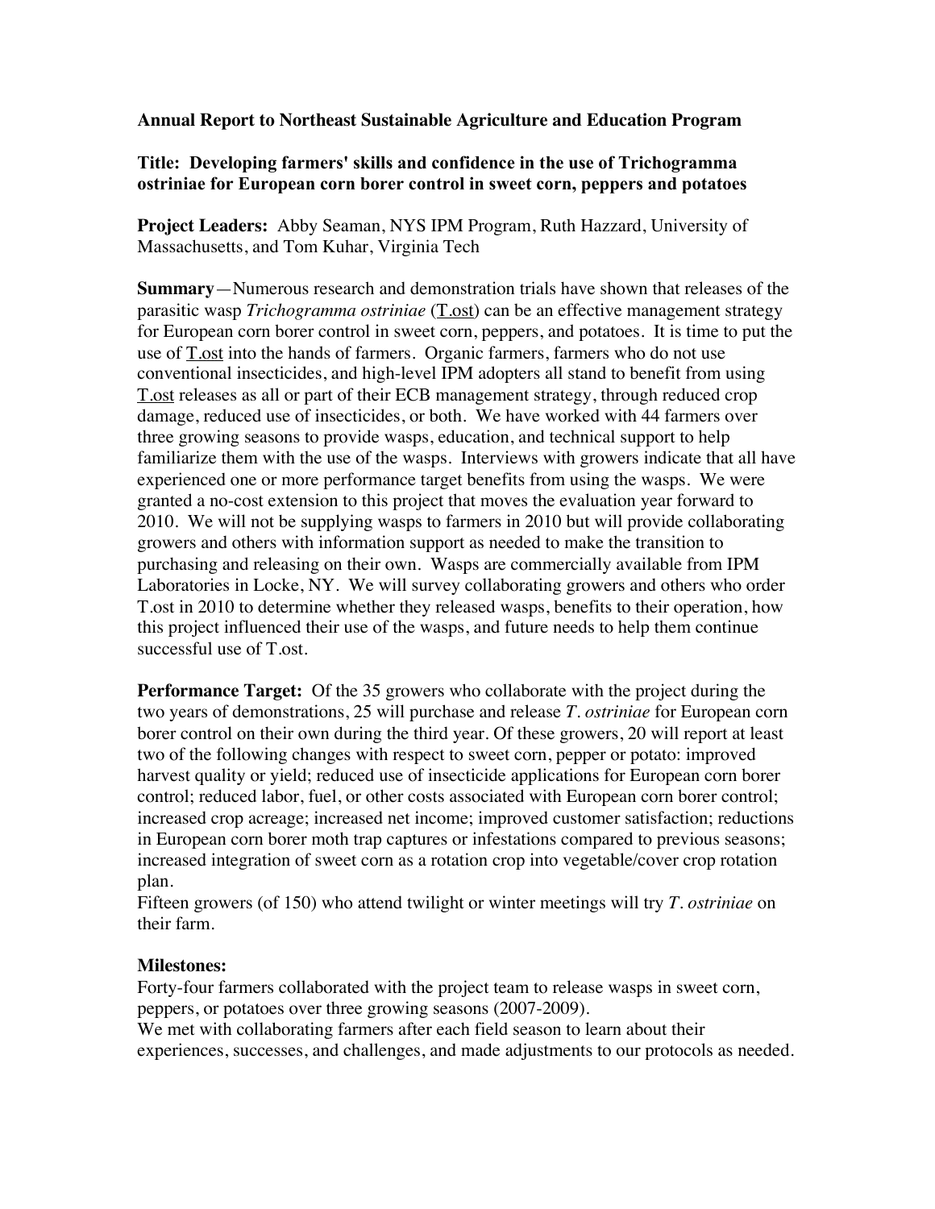**Annual Report to Northeast Sustainable Agriculture and Education Program**

**Title: Developing farmers' skills and confidence in the use of Trichogramma ostriniae for European corn borer control in sweet corn, peppers and potatoes**

**Project Leaders:** Abby Seaman, NYS IPM Program, Ruth Hazzard, University of Massachusetts, and Tom Kuhar, Virginia Tech

**Summary**—Numerous research and demonstration trials have shown that releases of the parasitic wasp *Trichogramma ostriniae* (T.ost) can be an effective management strategy for European corn borer control in sweet corn, peppers, and potatoes. It is time to put the use of T.ost into the hands of farmers. Organic farmers, farmers who do not use conventional insecticides, and high-level IPM adopters all stand to benefit from using T.ost releases as all or part of their ECB management strategy, through reduced crop damage, reduced use of insecticides, or both. We have worked with 44 farmers over three growing seasons to provide wasps, education, and technical support to help familiarize them with the use of the wasps. Interviews with growers indicate that all have experienced one or more performance target benefits from using the wasps. We were granted a no-cost extension to this project that moves the evaluation year forward to 2010. We will not be supplying wasps to farmers in 2010 but will provide collaborating growers and others with information support as needed to make the transition to purchasing and releasing on their own. Wasps are commercially available from IPM Laboratories in Locke, NY. We will survey collaborating growers and others who order T.ost in 2010 to determine whether they released wasps, benefits to their operation, how this project influenced their use of the wasps, and future needs to help them continue successful use of T.ost.

**Performance Target:** Of the 35 growers who collaborate with the project during the two years of demonstrations, 25 will purchase and release *T. ostriniae* for European corn borer control on their own during the third year. Of these growers, 20 will report at least two of the following changes with respect to sweet corn, pepper or potato: improved harvest quality or yield; reduced use of insecticide applications for European corn borer control; reduced labor, fuel, or other costs associated with European corn borer control; increased crop acreage; increased net income; improved customer satisfaction; reductions in European corn borer moth trap captures or infestations compared to previous seasons; increased integration of sweet corn as a rotation crop into vegetable/cover crop rotation plan.

Fifteen growers (of 150) who attend twilight or winter meetings will try *T. ostriniae* on their farm.

**Milestones:**

Forty-four farmers collaborated with the project team to release wasps in sweet corn, peppers, or potatoes over three growing seasons (2007-2009).

We met with collaborating farmers after each field season to learn about their experiences, successes, and challenges, and made adjustments to our protocols as needed.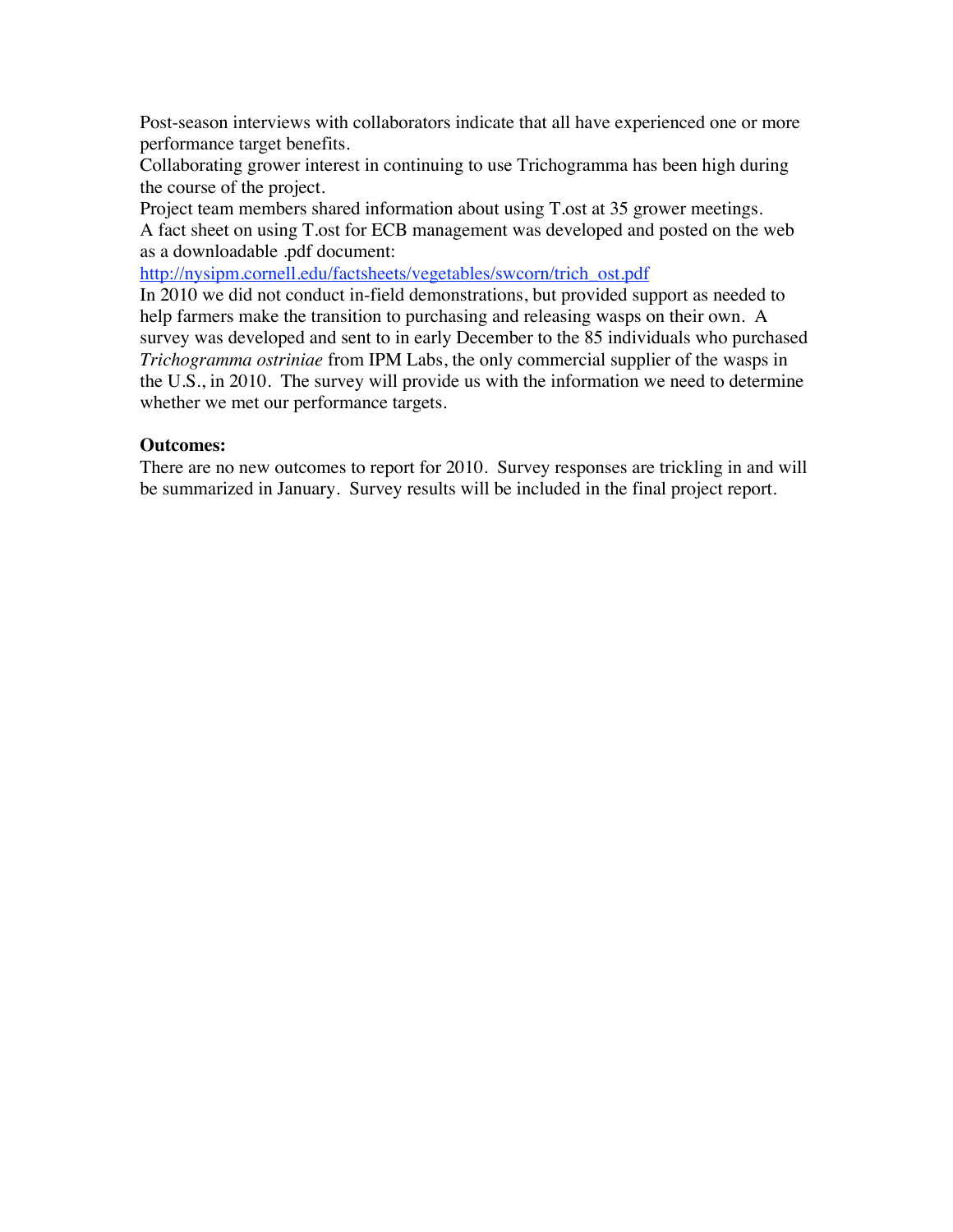Post-season interviews with collaborators indicate that all have experienced one or more performance target benefits.

Collaborating grower interest in continuing to use Trichogramma has been high during the course of the project.

Project team members shared information about using T.ost at 35 grower meetings.

A fact sheet on using T.ost for ECB management was developed and posted on the web as a downloadable .pdf document:
http://nysipm.cornell.edu/factsheets/vegetables/swcorn/trich_ost.pdf

In 2010 we did not conduct in-field demonstrations, but provided support as needed to help farmers make the transition to purchasing and releasing wasps on their own. A survey was developed and sent to in early December to the 85 individuals who purchased *Trichogramma ostriniae* from IPM Labs, the only commercial supplier of the wasps in the U.S., in 2010. The survey will provide us with the information we need to determine whether we met our performance targets.

**Outcomes:**

There are no new outcomes to report for 2010. Survey responses are trickling in and will be summarized in January. Survey results will be included in the final project report.